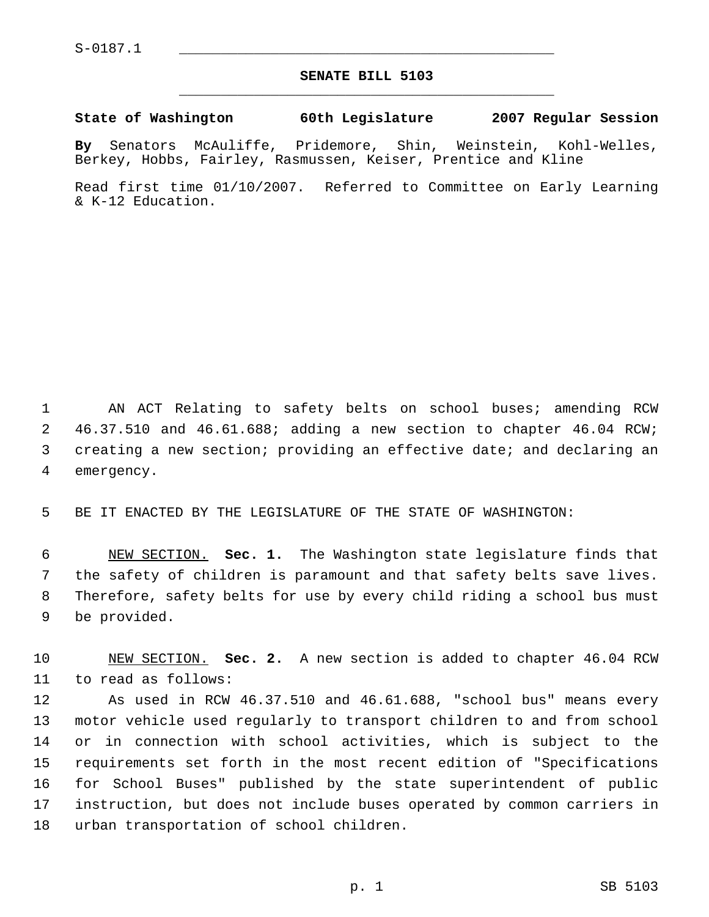S-0187.1

# SENATE BILL 5103

**State of Washington 60th Legislature 2007 Regular Session**

**By** Senators McAuliffe, Pridemore, Shin, Weinstein, Kohl-Welles, Berkey, Hobbs, Fairley, Rasmussen, Keiser, Prentice and Kline

Read first time 01/10/2007. Referred to Committee on Early Learning & K-12 Education.

AN ACT Relating to safety belts on school buses; amending RCW 46.37.510 and 46.61.688; adding a new section to chapter 46.04 RCW; creating a new section; providing an effective date; and declaring an emergency.

BE IT ENACTED BY THE LEGISLATURE OF THE STATE OF WASHINGTON:

NEW SECTION. **Sec. 1.** The Washington state legislature finds that the safety of children is paramount and that safety belts save lives. Therefore, safety belts for use by every child riding a school bus must be provided.

NEW SECTION. **Sec. 2.** A new section is added to chapter 46.04 RCW to read as follows:

As used in RCW 46.37.510 and 46.61.688, "school bus" means every motor vehicle used regularly to transport children to and from school or in connection with school activities, which is subject to the requirements set forth in the most recent edition of "Specifications for School Buses" published by the state superintendent of public instruction, but does not include buses operated by common carriers in urban transportation of school children.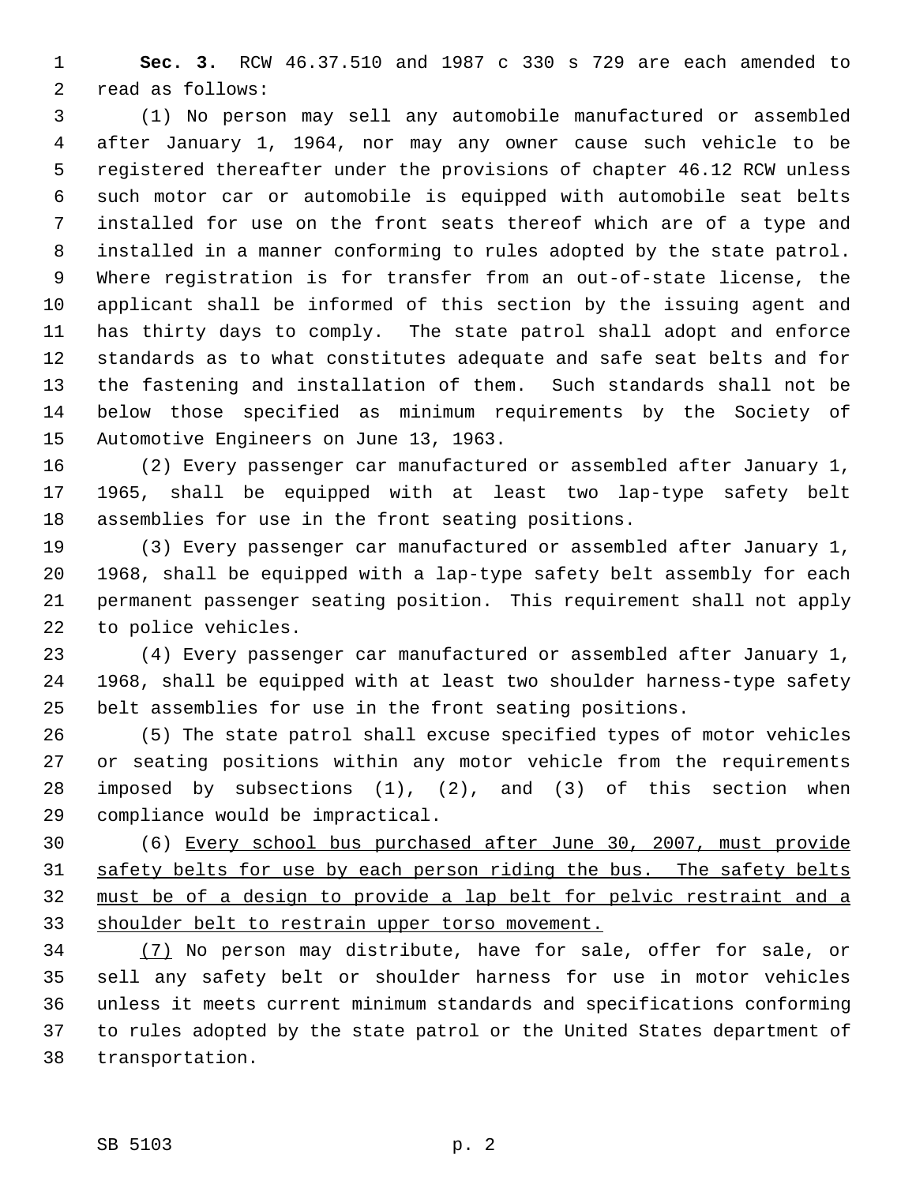**Sec. 3.** RCW 46.37.510 and 1987 c 330 s 729 are each amended to read as follows:

(1) No person may sell any automobile manufactured or assembled after January 1, 1964, nor may any owner cause such vehicle to be registered thereafter under the provisions of chapter 46.12 RCW unless such motor car or automobile is equipped with automobile seat belts installed for use on the front seats thereof which are of a type and installed in a manner conforming to rules adopted by the state patrol. Where registration is for transfer from an out-of-state license, the applicant shall be informed of this section by the issuing agent and has thirty days to comply. The state patrol shall adopt and enforce standards as to what constitutes adequate and safe seat belts and for the fastening and installation of them. Such standards shall not be below those specified as minimum requirements by the Society of Automotive Engineers on June 13, 1963.

(2) Every passenger car manufactured or assembled after January 1, 1965, shall be equipped with at least two lap-type safety belt assemblies for use in the front seating positions.

(3) Every passenger car manufactured or assembled after January 1, 1968, shall be equipped with a lap-type safety belt assembly for each permanent passenger seating position. This requirement shall not apply to police vehicles.

(4) Every passenger car manufactured or assembled after January 1, 1968, shall be equipped with at least two shoulder harness-type safety belt assemblies for use in the front seating positions.

(5) The state patrol shall excuse specified types of motor vehicles or seating positions within any motor vehicle from the requirements imposed by subsections (1), (2), and (3) of this section when compliance would be impractical.

(6) <u>Every school bus purchased after June 30, 2007, must provide safety belts for use by each person riding the bus. The safety belts must be of a design to provide a lap belt for pelvic restraint and a shoulder belt to restrain upper torso movement.</u>

<u>(7)</u> No person may distribute, have for sale, offer for sale, or sell any safety belt or shoulder harness for use in motor vehicles unless it meets current minimum standards and specifications conforming to rules adopted by the state patrol or the United States department of transportation.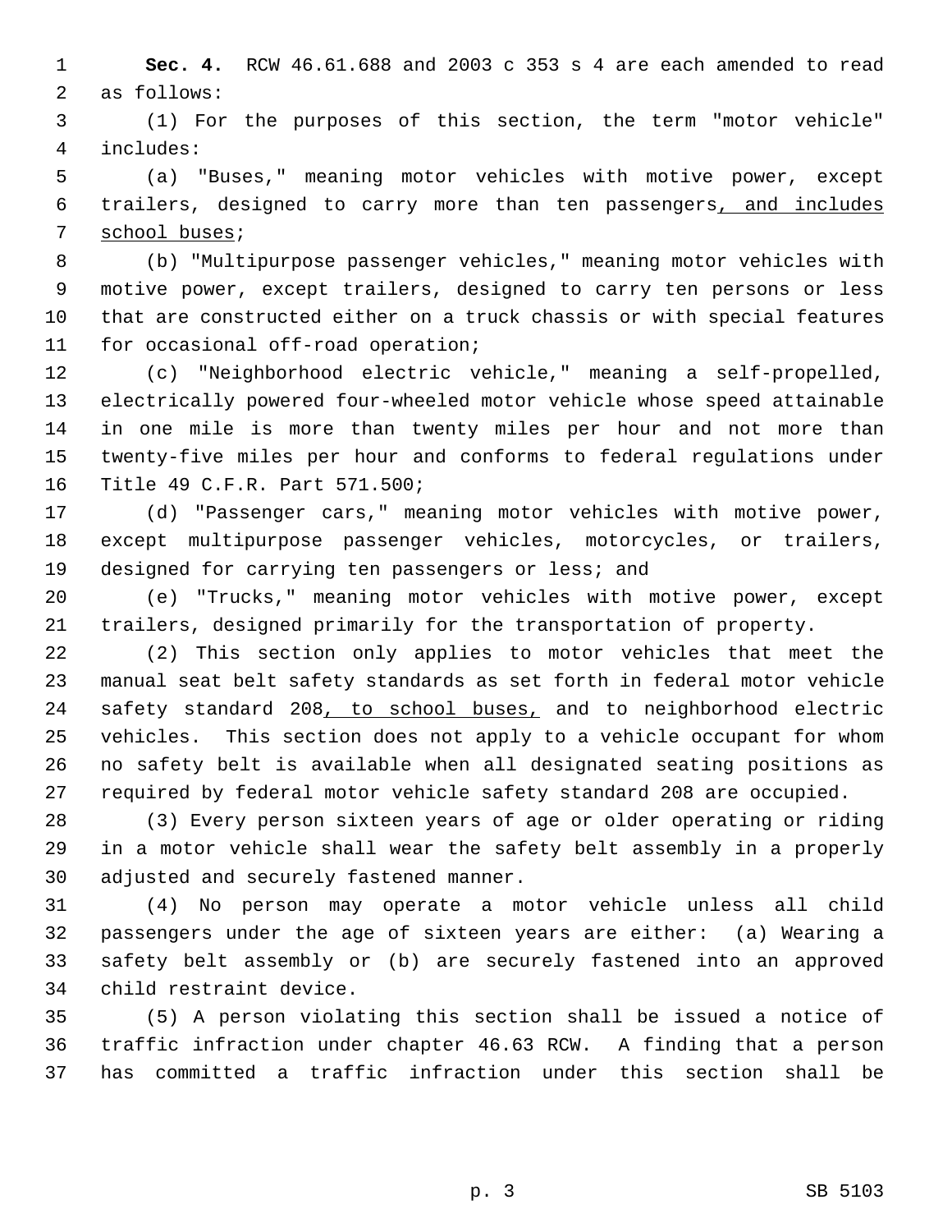**Sec. 4.** RCW 46.61.688 and 2003 c 353 s 4 are each amended to read as follows:

(1) For the purposes of this section, the term "motor vehicle" includes:

(a) "Buses," meaning motor vehicles with motive power, except trailers, designed to carry more than ten passengers<u>, and includes school buses</u>;

(b) "Multipurpose passenger vehicles," meaning motor vehicles with motive power, except trailers, designed to carry ten persons or less that are constructed either on a truck chassis or with special features for occasional off-road operation;

(c) "Neighborhood electric vehicle," meaning a self-propelled, electrically powered four-wheeled motor vehicle whose speed attainable in one mile is more than twenty miles per hour and not more than twenty-five miles per hour and conforms to federal regulations under Title 49 C.F.R. Part 571.500;

(d) "Passenger cars," meaning motor vehicles with motive power, except multipurpose passenger vehicles, motorcycles, or trailers, designed for carrying ten passengers or less; and

(e) "Trucks," meaning motor vehicles with motive power, except trailers, designed primarily for the transportation of property.

(2) This section only applies to motor vehicles that meet the manual seat belt safety standards as set forth in federal motor vehicle safety standard 208<u>, to school buses,</u> and to neighborhood electric vehicles. This section does not apply to a vehicle occupant for whom no safety belt is available when all designated seating positions as required by federal motor vehicle safety standard 208 are occupied.

(3) Every person sixteen years of age or older operating or riding in a motor vehicle shall wear the safety belt assembly in a properly adjusted and securely fastened manner.

(4) No person may operate a motor vehicle unless all child passengers under the age of sixteen years are either: (a) Wearing a safety belt assembly or (b) are securely fastened into an approved child restraint device.

(5) A person violating this section shall be issued a notice of traffic infraction under chapter 46.63 RCW. A finding that a person has committed a traffic infraction under this section shall be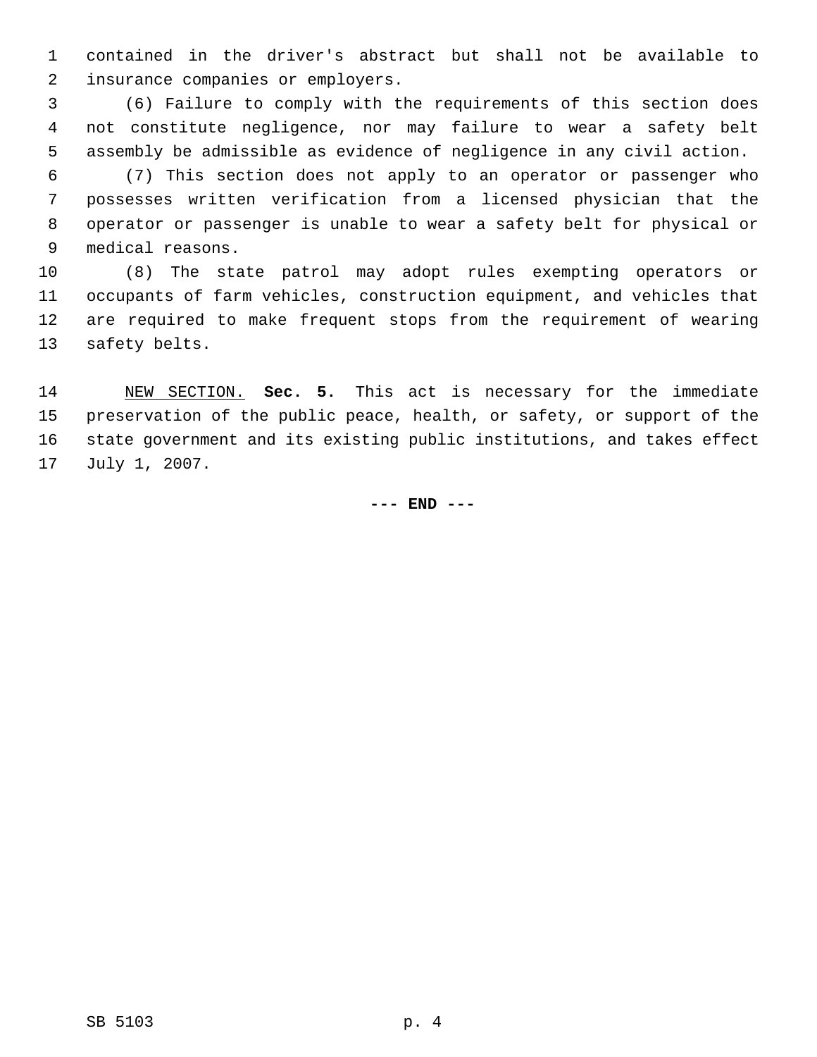contained in the driver's abstract but shall not be available to insurance companies or employers.

(6) Failure to comply with the requirements of this section does not constitute negligence, nor may failure to wear a safety belt assembly be admissible as evidence of negligence in any civil action.

(7) This section does not apply to an operator or passenger who possesses written verification from a licensed physician that the operator or passenger is unable to wear a safety belt for physical or medical reasons.

(8) The state patrol may adopt rules exempting operators or occupants of farm vehicles, construction equipment, and vehicles that are required to make frequent stops from the requirement of wearing safety belts.

NEW SECTION. **Sec. 5.** This act is necessary for the immediate preservation of the public peace, health, or safety, or support of the state government and its existing public institutions, and takes effect July 1, 2007.

**--- END ---**